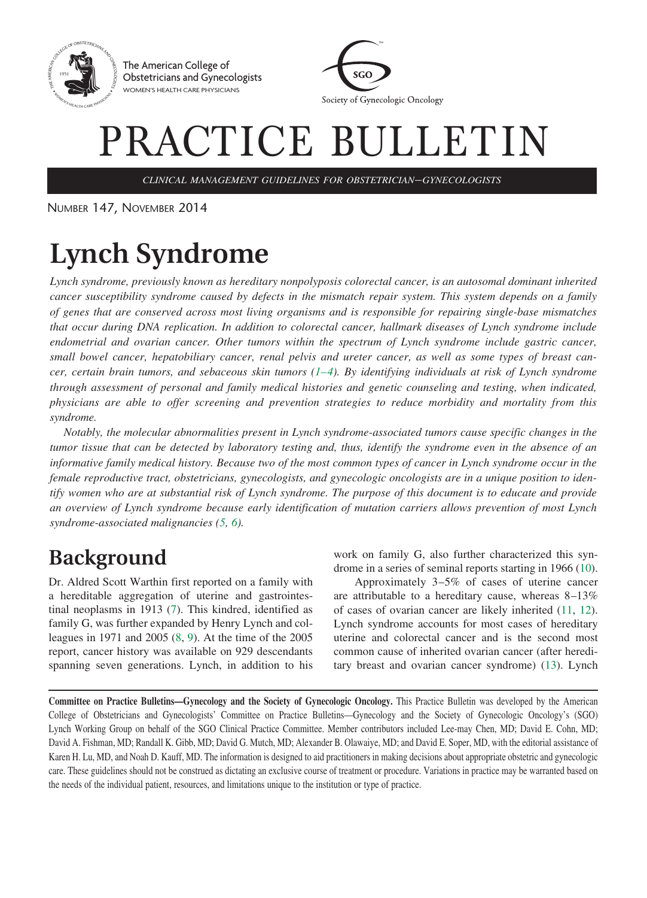The American College of Obstetricians and Gynecologists
WOMEN'S HEALTH CARE PHYSICIANS

SGO
Society of Gynecologic Oncology

# PRACTICE BULLETIN

*CLINICAL MANAGEMENT GUIDELINES FOR OBSTETRICIAN–GYNECOLOGISTS*

NUMBER 147, NOVEMBER 2014

# Lynch Syndrome

*Lynch syndrome, previously known as hereditary nonpolyposis colorectal cancer, is an autosomal dominant inherited cancer susceptibility syndrome caused by defects in the mismatch repair system. This system depends on a family of genes that are conserved across most living organisms and is responsible for repairing single-base mismatches that occur during DNA replication. In addition to colorectal cancer, hallmark diseases of Lynch syndrome include endometrial and ovarian cancer. Other tumors within the spectrum of Lynch syndrome include gastric cancer, small bowel cancer, hepatobiliary cancer, renal pelvis and ureter cancer, as well as some types of breast cancer, certain brain tumors, and sebaceous skin tumors (1–4). By identifying individuals at risk of Lynch syndrome through assessment of personal and family medical histories and genetic counseling and testing, when indicated, physicians are able to offer screening and prevention strategies to reduce morbidity and mortality from this syndrome.*

*Notably, the molecular abnormalities present in Lynch syndrome-associated tumors cause specific changes in the tumor tissue that can be detected by laboratory testing and, thus, identify the syndrome even in the absence of an informative family medical history. Because two of the most common types of cancer in Lynch syndrome occur in the female reproductive tract, obstetricians, gynecologists, and gynecologic oncologists are in a unique position to identify women who are at substantial risk of Lynch syndrome. The purpose of this document is to educate and provide an overview of Lynch syndrome because early identification of mutation carriers allows prevention of most Lynch syndrome-associated malignancies (5, 6).*

## Background

Dr. Aldred Scott Warthin first reported on a family with a hereditable aggregation of uterine and gastrointestinal neoplasms in 1913 (7). This kindred, identified as family G, was further expanded by Henry Lynch and colleagues in 1971 and 2005 (8, 9). At the time of the 2005 report, cancer history was available on 929 descendants spanning seven generations. Lynch, in addition to his work on family G, also further characterized this syndrome in a series of seminal reports starting in 1966 (10).

Approximately 3–5% of cases of uterine cancer are attributable to a hereditary cause, whereas 8–13% of cases of ovarian cancer are likely inherited (11, 12). Lynch syndrome accounts for most cases of hereditary uterine and colorectal cancer and is the second most common cause of inherited ovarian cancer (after hereditary breast and ovarian cancer syndrome) (13). Lynch

---

**Committee on Practice Bulletins—Gynecology and the Society of Gynecologic Oncology.** This Practice Bulletin was developed by the American College of Obstetricians and Gynecologists' Committee on Practice Bulletins—Gynecology and the Society of Gynecologic Oncology's (SGO) Lynch Working Group on behalf of the SGO Clinical Practice Committee. Member contributors included Lee-may Chen, MD; David E. Cohn, MD; David A. Fishman, MD; Randall K. Gibb, MD; David G. Mutch, MD; Alexander B. Olawaiye, MD; and David E. Soper, MD, with the editorial assistance of Karen H. Lu, MD, and Noah D. Kauff, MD. The information is designed to aid practitioners in making decisions about appropriate obstetric and gynecologic care. These guidelines should not be construed as dictating an exclusive course of treatment or procedure. Variations in practice may be warranted based on the needs of the individual patient, resources, and limitations unique to the institution or type of practice.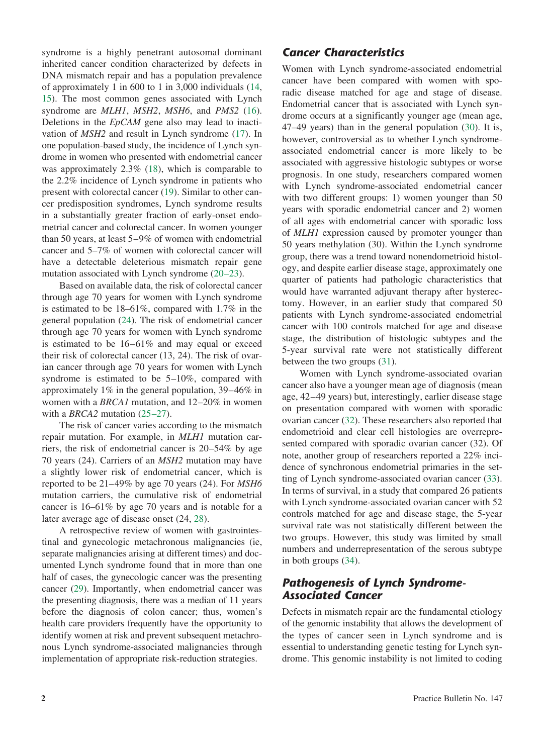syndrome is a highly penetrant autosomal dominant inherited cancer condition characterized by defects in DNA mismatch repair and has a population prevalence of approximately 1 in 600 to 1 in 3,000 individuals (14, 15). The most common genes associated with Lynch syndrome are *MLH1*, *MSH2*, *MSH6*, and *PMS2* (16). Deletions in the *EpCAM* gene also may lead to inactivation of *MSH2* and result in Lynch syndrome (17). In one population-based study, the incidence of Lynch syndrome in women who presented with endometrial cancer was approximately 2.3% (18), which is comparable to the 2.2% incidence of Lynch syndrome in patients who present with colorectal cancer (19). Similar to other cancer predisposition syndromes, Lynch syndrome results in a substantially greater fraction of early-onset endometrial cancer and colorectal cancer. In women younger than 50 years, at least 5–9% of women with endometrial cancer and 5–7% of women with colorectal cancer will have a detectable deleterious mismatch repair gene mutation associated with Lynch syndrome (20–23).

Based on available data, the risk of colorectal cancer through age 70 years for women with Lynch syndrome is estimated to be 18–61%, compared with 1.7% in the general population (24). The risk of endometrial cancer through age 70 years for women with Lynch syndrome is estimated to be 16–61% and may equal or exceed their risk of colorectal cancer (13, 24). The risk of ovarian cancer through age 70 years for women with Lynch syndrome is estimated to be 5–10%, compared with approximately 1% in the general population, 39–46% in women with a *BRCA1* mutation, and 12–20% in women with a *BRCA2* mutation (25–27).

The risk of cancer varies according to the mismatch repair mutation. For example, in *MLH1* mutation carriers, the risk of endometrial cancer is 20–54% by age 70 years (24). Carriers of an *MSH2* mutation may have a slightly lower risk of endometrial cancer, which is reported to be 21–49% by age 70 years (24). For *MSH6* mutation carriers, the cumulative risk of endometrial cancer is 16–61% by age 70 years and is notable for a later average age of disease onset (24, 28).

A retrospective review of women with gastrointestinal and gynecologic metachronous malignancies (ie, separate malignancies arising at different times) and documented Lynch syndrome found that in more than one half of cases, the gynecologic cancer was the presenting cancer (29). Importantly, when endometrial cancer was the presenting diagnosis, there was a median of 11 years before the diagnosis of colon cancer; thus, women's health care providers frequently have the opportunity to identify women at risk and prevent subsequent metachronous Lynch syndrome-associated malignancies through implementation of appropriate risk-reduction strategies.

## Cancer Characteristics

Women with Lynch syndrome-associated endometrial cancer have been compared with women with sporadic disease matched for age and stage of disease. Endometrial cancer that is associated with Lynch syndrome occurs at a significantly younger age (mean age, 47–49 years) than in the general population (30). It is, however, controversial as to whether Lynch syndrome-associated endometrial cancer is more likely to be associated with aggressive histologic subtypes or worse prognosis. In one study, researchers compared women with Lynch syndrome-associated endometrial cancer with two different groups: 1) women younger than 50 years with sporadic endometrial cancer and 2) women of all ages with endometrial cancer with sporadic loss of *MLH1* expression caused by promoter younger than 50 years methylation (30). Within the Lynch syndrome group, there was a trend toward nonendometrioid histology, and despite earlier disease stage, approximately one quarter of patients had pathologic characteristics that would have warranted adjuvant therapy after hysterectomy. However, in an earlier study that compared 50 patients with Lynch syndrome-associated endometrial cancer with 100 controls matched for age and disease stage, the distribution of histologic subtypes and the 5-year survival rate were not statistically different between the two groups (31).

Women with Lynch syndrome-associated ovarian cancer also have a younger mean age of diagnosis (mean age, 42–49 years) but, interestingly, earlier disease stage on presentation compared with women with sporadic ovarian cancer (32). These researchers also reported that endometrioid and clear cell histologies are overrepresented compared with sporadic ovarian cancer (32). Of note, another group of researchers reported a 22% incidence of synchronous endometrial primaries in the setting of Lynch syndrome-associated ovarian cancer (33). In terms of survival, in a study that compared 26 patients with Lynch syndrome-associated ovarian cancer with 52 controls matched for age and disease stage, the 5-year survival rate was not statistically different between the two groups. However, this study was limited by small numbers and underrepresentation of the serous subtype in both groups (34).

## Pathogenesis of Lynch Syndrome-Associated Cancer

Defects in mismatch repair are the fundamental etiology of the genomic instability that allows the development of the types of cancer seen in Lynch syndrome and is essential to understanding genetic testing for Lynch syndrome. This genomic instability is not limited to coding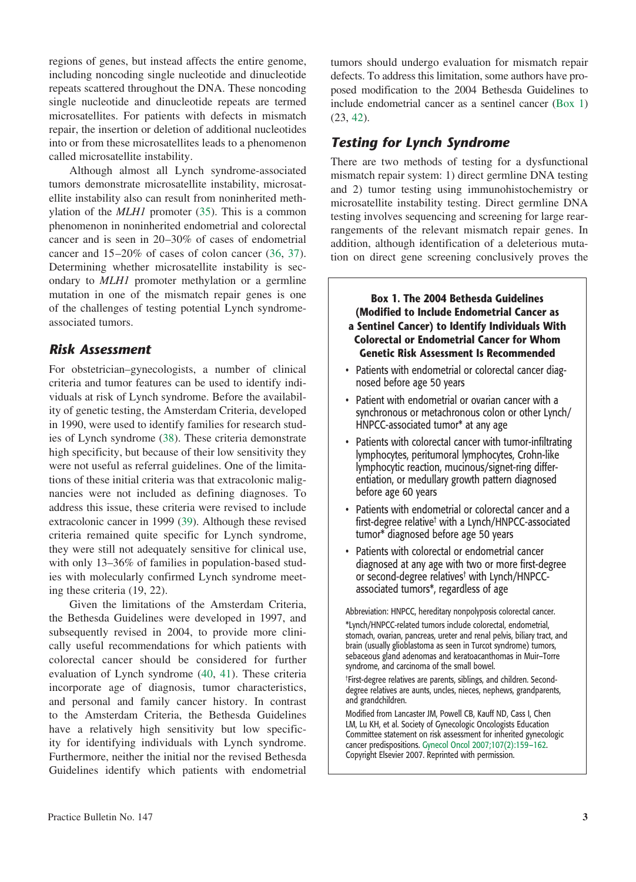regions of genes, but instead affects the entire genome, including noncoding single nucleotide and dinucleotide repeats scattered throughout the DNA. These noncoding single nucleotide and dinucleotide repeats are termed microsatellites. For patients with defects in mismatch repair, the insertion or deletion of additional nucleotides into or from these microsatellites leads to a phenomenon called microsatellite instability.

Although almost all Lynch syndrome-associated tumors demonstrate microsatellite instability, microsatellite instability also can result from noninherited methylation of the *MLH1* promoter (35). This is a common phenomenon in noninherited endometrial and colorectal cancer and is seen in 20–30% of cases of endometrial cancer and 15–20% of cases of colon cancer (36, 37). Determining whether microsatellite instability is secondary to *MLH1* promoter methylation or a germline mutation in one of the mismatch repair genes is one of the challenges of testing potential Lynch syndrome-associated tumors.

## Risk Assessment

For obstetrician–gynecologists, a number of clinical criteria and tumor features can be used to identify individuals at risk of Lynch syndrome. Before the availability of genetic testing, the Amsterdam Criteria, developed in 1990, were used to identify families for research studies of Lynch syndrome (38). These criteria demonstrate high specificity, but because of their low sensitivity they were not useful as referral guidelines. One of the limitations of these initial criteria was that extracolonic malignancies were not included as defining diagnoses. To address this issue, these criteria were revised to include extracolonic cancer in 1999 (39). Although these revised criteria remained quite specific for Lynch syndrome, they were still not adequately sensitive for clinical use, with only 13–36% of families in population-based studies with molecularly confirmed Lynch syndrome meeting these criteria (19, 22).

Given the limitations of the Amsterdam Criteria, the Bethesda Guidelines were developed in 1997, and subsequently revised in 2004, to provide more clinically useful recommendations for which patients with colorectal cancer should be considered for further evaluation of Lynch syndrome (40, 41). These criteria incorporate age of diagnosis, tumor characteristics, and personal and family cancer history. In contrast to the Amsterdam Criteria, the Bethesda Guidelines have a relatively high sensitivity but low specificity for identifying individuals with Lynch syndrome. Furthermore, neither the initial nor the revised Bethesda Guidelines identify which patients with endometrial tumors should undergo evaluation for mismatch repair defects. To address this limitation, some authors have proposed modification to the 2004 Bethesda Guidelines to include endometrial cancer as a sentinel cancer (Box 1) (23, 42).

## Testing for Lynch Syndrome

There are two methods of testing for a dysfunctional mismatch repair system: 1) direct germline DNA testing and 2) tumor testing using immunohistochemistry or microsatellite instability testing. Direct germline DNA testing involves sequencing and screening for large rearrangements of the relevant mismatch repair genes. In addition, although identification of a deleterious mutation on direct gene screening conclusively proves the

### Box 1. The 2004 Bethesda Guidelines (Modified to Include Endometrial Cancer as a Sentinel Cancer) to Identify Individuals With Colorectal or Endometrial Cancer for Whom Genetic Risk Assessment Is Recommended

- Patients with endometrial or colorectal cancer diagnosed before age 50 years
- Patient with endometrial or ovarian cancer with a synchronous or metachronous colon or other Lynch/HNPCC-associated tumor* at any age
- Patients with colorectal cancer with tumor-infiltrating lymphocytes, peritumoral lymphocytes, Crohn-like lymphocytic reaction, mucinous/signet-ring differentiation, or medullary growth pattern diagnosed before age 60 years
- Patients with endometrial or colorectal cancer and a first-degree relative† with a Lynch/HNPCC-associated tumor* diagnosed before age 50 years
- Patients with colorectal or endometrial cancer diagnosed at any age with two or more first-degree or second-degree relatives† with Lynch/HNPCC-associated tumors*, regardless of age

Abbreviation: HNPCC, hereditary nonpolyposis colorectal cancer.

*Lynch/HNPCC-related tumors include colorectal, endometrial, stomach, ovarian, pancreas, ureter and renal pelvis, biliary tract, and brain (usually glioblastoma as seen in Turcot syndrome) tumors, sebaceous gland adenomas and keratoacanthomas in Muir–Torre syndrome, and carcinoma of the small bowel.

†First-degree relatives are parents, siblings, and children. Second-degree relatives are aunts, uncles, nieces, nephews, grandparents, and grandchildren.

Modified from Lancaster JM, Powell CB, Kauff ND, Cass I, Chen LM, Lu KH, et al. Society of Gynecologic Oncologists Education Committee statement on risk assessment for inherited gynecologic cancer predispositions. Gynecol Oncol 2007;107(2):159–162. Copyright Elsevier 2007. Reprinted with permission.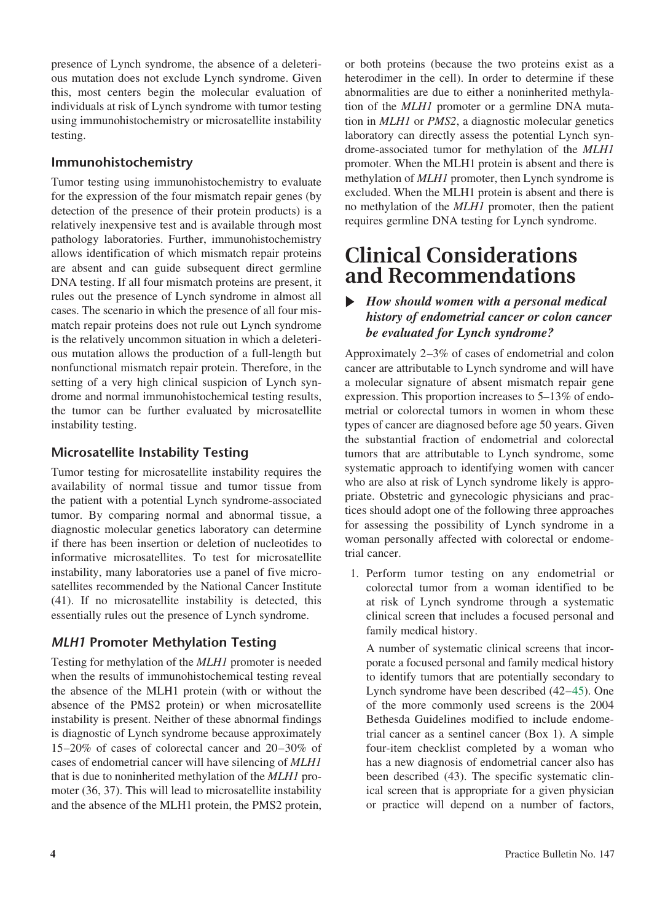presence of Lynch syndrome, the absence of a deleterious mutation does not exclude Lynch syndrome. Given this, most centers begin the molecular evaluation of individuals at risk of Lynch syndrome with tumor testing using immunohistochemistry or microsatellite instability testing.

### Immunohistochemistry

Tumor testing using immunohistochemistry to evaluate for the expression of the four mismatch repair genes (by detection of the presence of their protein products) is a relatively inexpensive test and is available through most pathology laboratories. Further, immunohistochemistry allows identification of which mismatch repair proteins are absent and can guide subsequent direct germline DNA testing. If all four mismatch proteins are present, it rules out the presence of Lynch syndrome in almost all cases. The scenario in which the presence of all four mismatch repair proteins does not rule out Lynch syndrome is the relatively uncommon situation in which a deleterious mutation allows the production of a full-length but nonfunctional mismatch repair protein. Therefore, in the setting of a very high clinical suspicion of Lynch syndrome and normal immunohistochemical testing results, the tumor can be further evaluated by microsatellite instability testing.

### Microsatellite Instability Testing

Tumor testing for microsatellite instability requires the availability of normal tissue and tumor tissue from the patient with a potential Lynch syndrome-associated tumor. By comparing normal and abnormal tissue, a diagnostic molecular genetics laboratory can determine if there has been insertion or deletion of nucleotides to informative microsatellites. To test for microsatellite instability, many laboratories use a panel of five microsatellites recommended by the National Cancer Institute (41). If no microsatellite instability is detected, this essentially rules out the presence of Lynch syndrome.

### *MLH1* Promoter Methylation Testing

Testing for methylation of the *MLH1* promoter is needed when the results of immunohistochemical testing reveal the absence of the MLH1 protein (with or without the absence of the PMS2 protein) or when microsatellite instability is present. Neither of these abnormal findings is diagnostic of Lynch syndrome because approximately 15–20% of cases of colorectal cancer and 20–30% of cases of endometrial cancer will have silencing of *MLH1* that is due to noninherited methylation of the *MLH1* promoter (36, 37). This will lead to microsatellite instability and the absence of the MLH1 protein, the PMS2 protein, or both proteins (because the two proteins exist as a heterodimer in the cell). In order to determine if these abnormalities are due to either a noninherited methylation of the *MLH1* promoter or a germline DNA mutation in *MLH1* or *PMS2*, a diagnostic molecular genetics laboratory can directly assess the potential Lynch syndrome-associated tumor for methylation of the *MLH1* promoter. When the MLH1 protein is absent and there is methylation of *MLH1* promoter, then Lynch syndrome is excluded. When the MLH1 protein is absent and there is no methylation of the *MLH1* promoter, then the patient requires germline DNA testing for Lynch syndrome.

# Clinical Considerations and Recommendations

#### ▶ *How should women with a personal medical history of endometrial cancer or colon cancer be evaluated for Lynch syndrome?*

Approximately 2–3% of cases of endometrial and colon cancer are attributable to Lynch syndrome and will have a molecular signature of absent mismatch repair gene expression. This proportion increases to 5–13% of endometrial or colorectal tumors in women in whom these types of cancer are diagnosed before age 50 years. Given the substantial fraction of endometrial and colorectal tumors that are attributable to Lynch syndrome, some systematic approach to identifying women with cancer who are also at risk of Lynch syndrome likely is appropriate. Obstetric and gynecologic physicians and practices should adopt one of the following three approaches for assessing the possibility of Lynch syndrome in a woman personally affected with colorectal or endometrial cancer.

1. Perform tumor testing on any endometrial or colorectal tumor from a woman identified to be at risk of Lynch syndrome through a systematic clinical screen that includes a focused personal and family medical history.

   A number of systematic clinical screens that incorporate a focused personal and family medical history to identify tumors that are potentially secondary to Lynch syndrome have been described (42–45). One of the more commonly used screens is the 2004 Bethesda Guidelines modified to include endometrial cancer as a sentinel cancer (Box 1). A simple four-item checklist completed by a woman who has a new diagnosis of endometrial cancer also has been described (43). The specific systematic clinical screen that is appropriate for a given physician or practice will depend on a number of factors,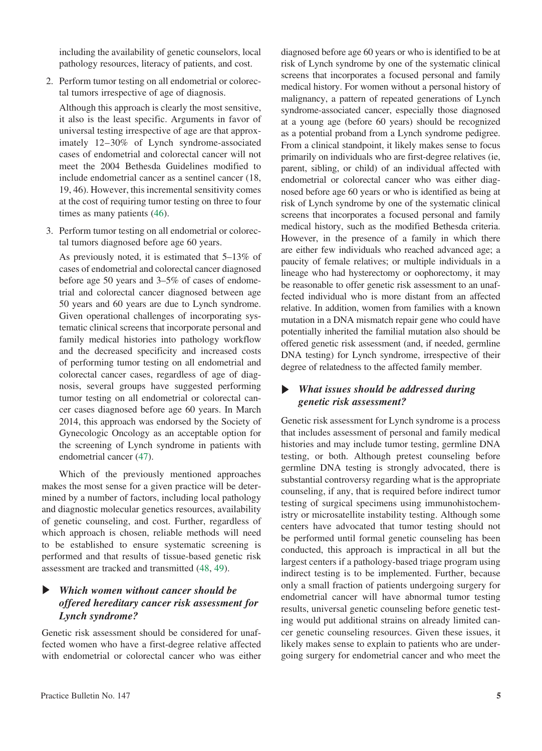including the availability of genetic counselors, local pathology resources, literacy of patients, and cost.

2. Perform tumor testing on all endometrial or colorectal tumors irrespective of age of diagnosis.

   Although this approach is clearly the most sensitive, it also is the least specific. Arguments in favor of universal testing irrespective of age are that approximately 12–30% of Lynch syndrome-associated cases of endometrial and colorectal cancer will not meet the 2004 Bethesda Guidelines modified to include endometrial cancer as a sentinel cancer (18, 19, 46). However, this incremental sensitivity comes at the cost of requiring tumor testing on three to four times as many patients (46).

3. Perform tumor testing on all endometrial or colorectal tumors diagnosed before age 60 years.

   As previously noted, it is estimated that 5–13% of cases of endometrial and colorectal cancer diagnosed before age 50 years and 3–5% of cases of endometrial and colorectal cancer diagnosed between age 50 years and 60 years are due to Lynch syndrome. Given operational challenges of incorporating systematic clinical screens that incorporate personal and family medical histories into pathology workflow and the decreased specificity and increased costs of performing tumor testing on all endometrial and colorectal cancer cases, regardless of age of diagnosis, several groups have suggested performing tumor testing on all endometrial or colorectal cancer cases diagnosed before age 60 years. In March 2014, this approach was endorsed by the Society of Gynecologic Oncology as an acceptable option for the screening of Lynch syndrome in patients with endometrial cancer (47).

Which of the previously mentioned approaches makes the most sense for a given practice will be determined by a number of factors, including local pathology and diagnostic molecular genetics resources, availability of genetic counseling, and cost. Further, regardless of which approach is chosen, reliable methods will need to be established to ensure systematic screening is performed and that results of tissue-based genetic risk assessment are tracked and transmitted (48, 49).

## ▶ *Which women without cancer should be offered hereditary cancer risk assessment for Lynch syndrome?*

Genetic risk assessment should be considered for unaffected women who have a first-degree relative affected with endometrial or colorectal cancer who was either diagnosed before age 60 years or who is identified to be at risk of Lynch syndrome by one of the systematic clinical screens that incorporates a focused personal and family medical history. For women without a personal history of malignancy, a pattern of repeated generations of Lynch syndrome-associated cancer, especially those diagnosed at a young age (before 60 years) should be recognized as a potential proband from a Lynch syndrome pedigree. From a clinical standpoint, it likely makes sense to focus primarily on individuals who are first-degree relatives (ie, parent, sibling, or child) of an individual affected with endometrial or colorectal cancer who was either diagnosed before age 60 years or who is identified as being at risk of Lynch syndrome by one of the systematic clinical screens that incorporates a focused personal and family medical history, such as the modified Bethesda criteria. However, in the presence of a family in which there are either few individuals who reached advanced age; a paucity of female relatives; or multiple individuals in a lineage who had hysterectomy or oophorectomy, it may be reasonable to offer genetic risk assessment to an unaffected individual who is more distant from an affected relative. In addition, women from families with a known mutation in a DNA mismatch repair gene who could have potentially inherited the familial mutation also should be offered genetic risk assessment (and, if needed, germline DNA testing) for Lynch syndrome, irrespective of their degree of relatedness to the affected family member.

## ▶ *What issues should be addressed during genetic risk assessment?*

Genetic risk assessment for Lynch syndrome is a process that includes assessment of personal and family medical histories and may include tumor testing, germline DNA testing, or both. Although pretest counseling before germline DNA testing is strongly advocated, there is substantial controversy regarding what is the appropriate counseling, if any, that is required before indirect tumor testing of surgical specimens using immunohistochemistry or microsatellite instability testing. Although some centers have advocated that tumor testing should not be performed until formal genetic counseling has been conducted, this approach is impractical in all but the largest centers if a pathology-based triage program using indirect testing is to be implemented. Further, because only a small fraction of patients undergoing surgery for endometrial cancer will have abnormal tumor testing results, universal genetic counseling before genetic testing would put additional strains on already limited cancer genetic counseling resources. Given these issues, it likely makes sense to explain to patients who are undergoing surgery for endometrial cancer and who meet the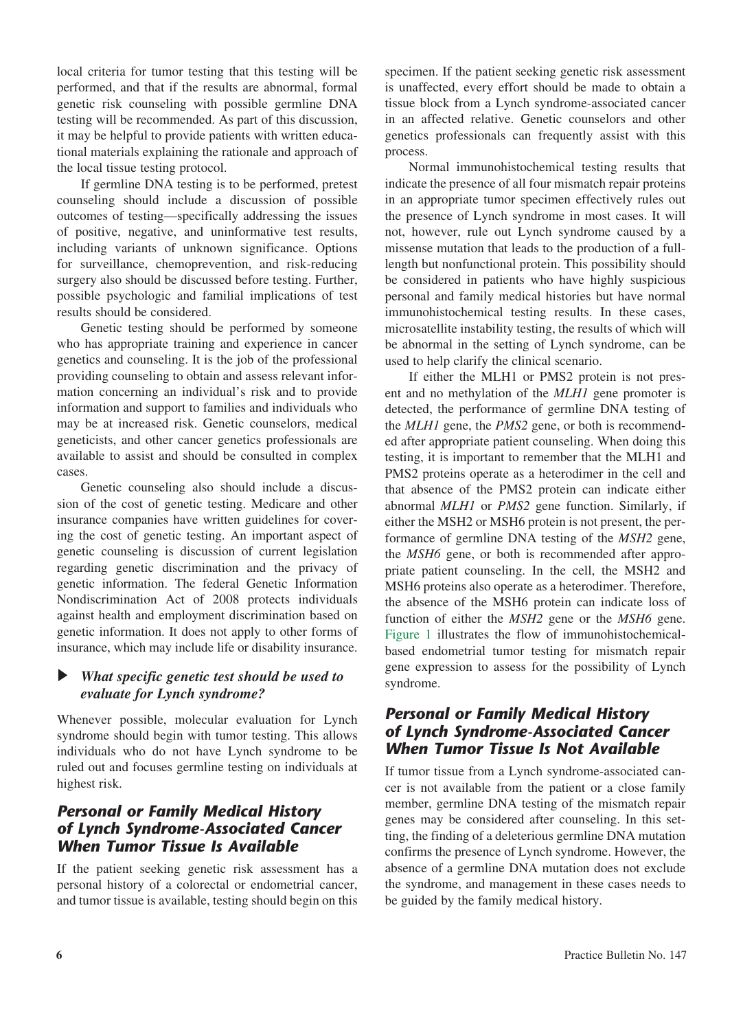local criteria for tumor testing that this testing will be performed, and that if the results are abnormal, formal genetic risk counseling with possible germline DNA testing will be recommended. As part of this discussion, it may be helpful to provide patients with written educational materials explaining the rationale and approach of the local tissue testing protocol.

If germline DNA testing is to be performed, pretest counseling should include a discussion of possible outcomes of testing—specifically addressing the issues of positive, negative, and uninformative test results, including variants of unknown significance. Options for surveillance, chemoprevention, and risk-reducing surgery also should be discussed before testing. Further, possible psychologic and familial implications of test results should be considered.

Genetic testing should be performed by someone who has appropriate training and experience in cancer genetics and counseling. It is the job of the professional providing counseling to obtain and assess relevant information concerning an individual's risk and to provide information and support to families and individuals who may be at increased risk. Genetic counselors, medical geneticists, and other cancer genetics professionals are available to assist and should be consulted in complex cases.

Genetic counseling also should include a discussion of the cost of genetic testing. Medicare and other insurance companies have written guidelines for covering the cost of genetic testing. An important aspect of genetic counseling is discussion of current legislation regarding genetic discrimination and the privacy of genetic information. The federal Genetic Information Nondiscrimination Act of 2008 protects individuals against health and employment discrimination based on genetic information. It does not apply to other forms of insurance, which may include life or disability insurance.

### *What specific genetic test should be used to evaluate for Lynch syndrome?*

Whenever possible, molecular evaluation for Lynch syndrome should begin with tumor testing. This allows individuals who do not have Lynch syndrome to be ruled out and focuses germline testing on individuals at highest risk.

## Personal or Family Medical History of Lynch Syndrome-Associated Cancer When Tumor Tissue Is Available

If the patient seeking genetic risk assessment has a personal history of a colorectal or endometrial cancer, and tumor tissue is available, testing should begin on this specimen. If the patient seeking genetic risk assessment is unaffected, every effort should be made to obtain a tissue block from a Lynch syndrome-associated cancer in an affected relative. Genetic counselors and other genetics professionals can frequently assist with this process.

Normal immunohistochemical testing results that indicate the presence of all four mismatch repair proteins in an appropriate tumor specimen effectively rules out the presence of Lynch syndrome in most cases. It will not, however, rule out Lynch syndrome caused by a missense mutation that leads to the production of a full-length but nonfunctional protein. This possibility should be considered in patients who have highly suspicious personal and family medical histories but have normal immunohistochemical testing results. In these cases, microsatellite instability testing, the results of which will be abnormal in the setting of Lynch syndrome, can be used to help clarify the clinical scenario.

If either the MLH1 or PMS2 protein is not present and no methylation of the *MLH1* gene promoter is detected, the performance of germline DNA testing of the *MLH1* gene, the *PMS2* gene, or both is recommended after appropriate patient counseling. When doing this testing, it is important to remember that the MLH1 and PMS2 proteins operate as a heterodimer in the cell and that absence of the PMS2 protein can indicate either abnormal *MLH1* or *PMS2* gene function. Similarly, if either the MSH2 or MSH6 protein is not present, the performance of germline DNA testing of the *MSH2* gene, the *MSH6* gene, or both is recommended after appropriate patient counseling. In the cell, the MSH2 and MSH6 proteins also operate as a heterodimer. Therefore, the absence of the MSH6 protein can indicate loss of function of either the *MSH2* gene or the *MSH6* gene. Figure 1 illustrates the flow of immunohistochemical-based endometrial tumor testing for mismatch repair gene expression to assess for the possibility of Lynch syndrome.

## Personal or Family Medical History of Lynch Syndrome-Associated Cancer When Tumor Tissue Is Not Available

If tumor tissue from a Lynch syndrome-associated cancer is not available from the patient or a close family member, germline DNA testing of the mismatch repair genes may be considered after counseling. In this setting, the finding of a deleterious germline DNA mutation confirms the presence of Lynch syndrome. However, the absence of a germline DNA mutation does not exclude the syndrome, and management in these cases needs to be guided by the family medical history.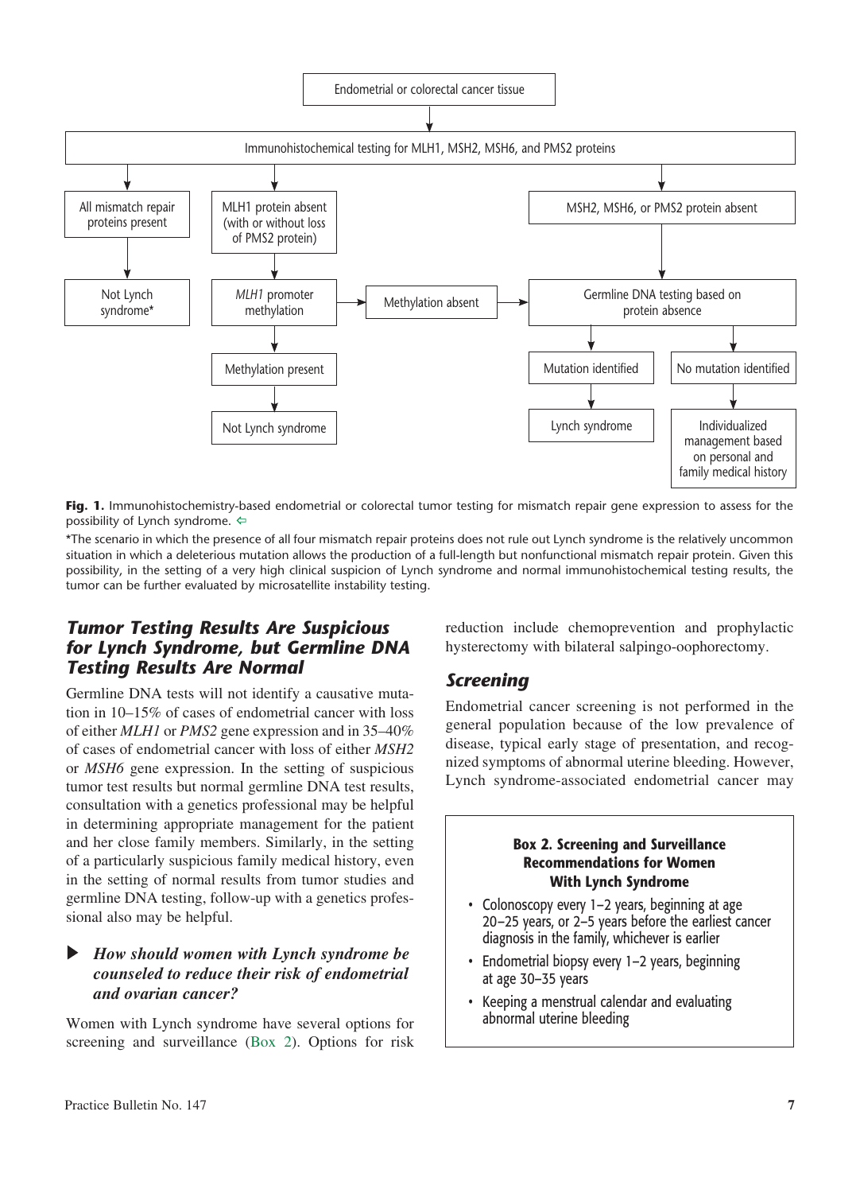Endometrial or colorectal cancer tissue

↓

Immunohistochemical testing for MLH1, MSH2, MSH6, and PMS2 proteins

- All mismatch repair proteins present → Not Lynch syndrome*
- MLH1 protein absent (with or without loss of PMS2 protein) → *MLH1* promoter methylation
  - Methylation present → Not Lynch syndrome
  - Methylation absent → Germline DNA testing based on protein absence
- MSH2, MSH6, or PMS2 protein absent → Germline DNA testing based on protein absence
  - Mutation identified → Lynch syndrome
  - No mutation identified → Individualized management based on personal and family medical history

**Fig. 1.** Immunohistochemistry-based endometrial or colorectal tumor testing for mismatch repair gene expression to assess for the possibility of Lynch syndrome. ⇦

*The scenario in which the presence of all four mismatch repair proteins does not rule out Lynch syndrome is the relatively uncommon situation in which a deleterious mutation allows the production of a full-length but nonfunctional mismatch repair protein. Given this possibility, in the setting of a very high clinical suspicion of Lynch syndrome and normal immunohistochemical testing results, the tumor can be further evaluated by microsatellite instability testing.

### *Tumor Testing Results Are Suspicious for Lynch Syndrome, but Germline DNA Testing Results Are Normal*

Germline DNA tests will not identify a causative mutation in 10–15% of cases of endometrial cancer with loss of either *MLH1* or *PMS2* gene expression and in 35–40% of cases of endometrial cancer with loss of either *MSH2* or *MSH6* gene expression. In the setting of suspicious tumor test results but normal germline DNA test results, consultation with a genetics professional may be helpful in determining appropriate management for the patient and her close family members. Similarly, in the setting of a particularly suspicious family medical history, even in the setting of normal results from tumor studies and germline DNA testing, follow-up with a genetics professional also may be helpful.

### ▶ *How should women with Lynch syndrome be counseled to reduce their risk of endometrial and ovarian cancer?*

Women with Lynch syndrome have several options for screening and surveillance (Box 2). Options for risk reduction include chemoprevention and prophylactic hysterectomy with bilateral salpingo-oophorectomy.

### *Screening*

Endometrial cancer screening is not performed in the general population because of the low prevalence of disease, typical early stage of presentation, and recognized symptoms of abnormal uterine bleeding. However, Lynch syndrome-associated endometrial cancer may

**Box 2. Screening and Surveillance Recommendations for Women With Lynch Syndrome**

- Colonoscopy every 1–2 years, beginning at age 20–25 years, or 2–5 years before the earliest cancer diagnosis in the family, whichever is earlier
- Endometrial biopsy every 1–2 years, beginning at age 30–35 years
- Keeping a menstrual calendar and evaluating abnormal uterine bleeding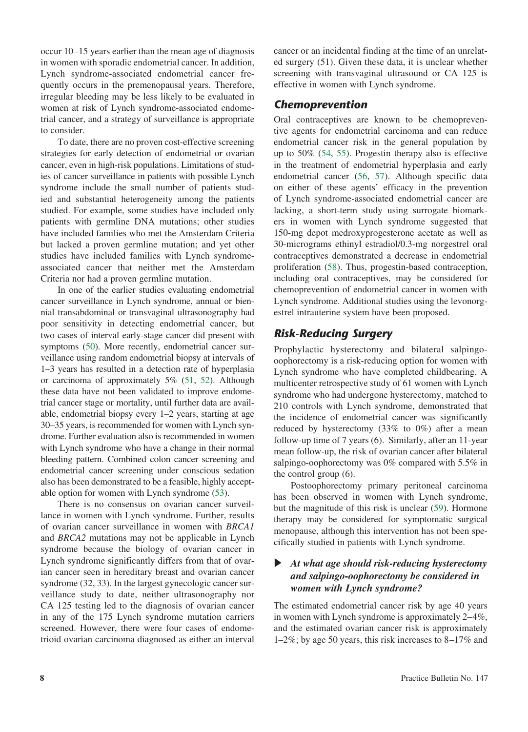occur 10–15 years earlier than the mean age of diagnosis in women with sporadic endometrial cancer. In addition, Lynch syndrome-associated endometrial cancer frequently occurs in the premenopausal years. Therefore, irregular bleeding may be less likely to be evaluated in women at risk of Lynch syndrome-associated endometrial cancer, and a strategy of surveillance is appropriate to consider.

To date, there are no proven cost-effective screening strategies for early detection of endometrial or ovarian cancer, even in high-risk populations. Limitations of studies of cancer surveillance in patients with possible Lynch syndrome include the small number of patients studied and substantial heterogeneity among the patients studied. For example, some studies have included only patients with germline DNA mutations; other studies have included families who met the Amsterdam Criteria but lacked a proven germline mutation; and yet other studies have included families with Lynch syndrome-associated cancer that neither met the Amsterdam Criteria nor had a proven germline mutation.

In one of the earlier studies evaluating endometrial cancer surveillance in Lynch syndrome, annual or biennial transabdominal or transvaginal ultrasonography had poor sensitivity in detecting endometrial cancer, but two cases of interval early-stage cancer did present with symptoms (50). More recently, endometrial cancer surveillance using random endometrial biopsy at intervals of 1–3 years has resulted in a detection rate of hyperplasia or carcinoma of approximately 5% (51, 52). Although these data have not been validated to improve endometrial cancer stage or mortality, until further data are available, endometrial biopsy every 1–2 years, starting at age 30–35 years, is recommended for women with Lynch syndrome. Further evaluation also is recommended in women with Lynch syndrome who have a change in their normal bleeding pattern. Combined colon cancer screening and endometrial cancer screening under conscious sedation also has been demonstrated to be a feasible, highly acceptable option for women with Lynch syndrome (53).

There is no consensus on ovarian cancer surveillance in women with Lynch syndrome. Further, results of ovarian cancer surveillance in women with *BRCA1* and *BRCA2* mutations may not be applicable in Lynch syndrome because the biology of ovarian cancer in Lynch syndrome significantly differs from that of ovarian cancer seen in hereditary breast and ovarian cancer syndrome (32, 33). In the largest gynecologic cancer surveillance study to date, neither ultrasonography nor CA 125 testing led to the diagnosis of ovarian cancer in any of the 175 Lynch syndrome mutation carriers screened. However, there were four cases of endometrioid ovarian carcinoma diagnosed as either an interval cancer or an incidental finding at the time of an unrelated surgery (51). Given these data, it is unclear whether screening with transvaginal ultrasound or CA 125 is effective in women with Lynch syndrome.

## Chemoprevention

Oral contraceptives are known to be chemopreventive agents for endometrial carcinoma and can reduce endometrial cancer risk in the general population by up to 50% (54, 55). Progestin therapy also is effective in the treatment of endometrial hyperplasia and early endometrial cancer (56, 57). Although specific data on either of these agents' efficacy in the prevention of Lynch syndrome-associated endometrial cancer are lacking, a short-term study using surrogate biomarkers in women with Lynch syndrome suggested that 150-mg depot medroxyprogesterone acetate as well as 30-micrograms ethinyl estradiol/0.3-mg norgestrel oral contraceptives demonstrated a decrease in endometrial proliferation (58). Thus, progestin-based contraception, including oral contraceptives, may be considered for chemoprevention of endometrial cancer in women with Lynch syndrome. Additional studies using the levonorgestrel intrauterine system have been proposed.

## Risk-Reducing Surgery

Prophylactic hysterectomy and bilateral salpingo-oophorectomy is a risk-reducing option for women with Lynch syndrome who have completed childbearing. A multicenter retrospective study of 61 women with Lynch syndrome who had undergone hysterectomy, matched to 210 controls with Lynch syndrome, demonstrated that the incidence of endometrial cancer was significantly reduced by hysterectomy (33% to 0%) after a mean follow-up time of 7 years (6). Similarly, after an 11-year mean follow-up, the risk of ovarian cancer after bilateral salpingo-oophorectomy was 0% compared with 5.5% in the control group (6).

Postoophorectomy primary peritoneal carcinoma has been observed in women with Lynch syndrome, but the magnitude of this risk is unclear (59). Hormone therapy may be considered for symptomatic surgical menopause, although this intervention has not been specifically studied in patients with Lynch syndrome.

### ▶ *At what age should risk-reducing hysterectomy and salpingo-oophorectomy be considered in women with Lynch syndrome?*

The estimated endometrial cancer risk by age 40 years in women with Lynch syndrome is approximately 2–4%, and the estimated ovarian cancer risk is approximately 1–2%; by age 50 years, this risk increases to 8–17% and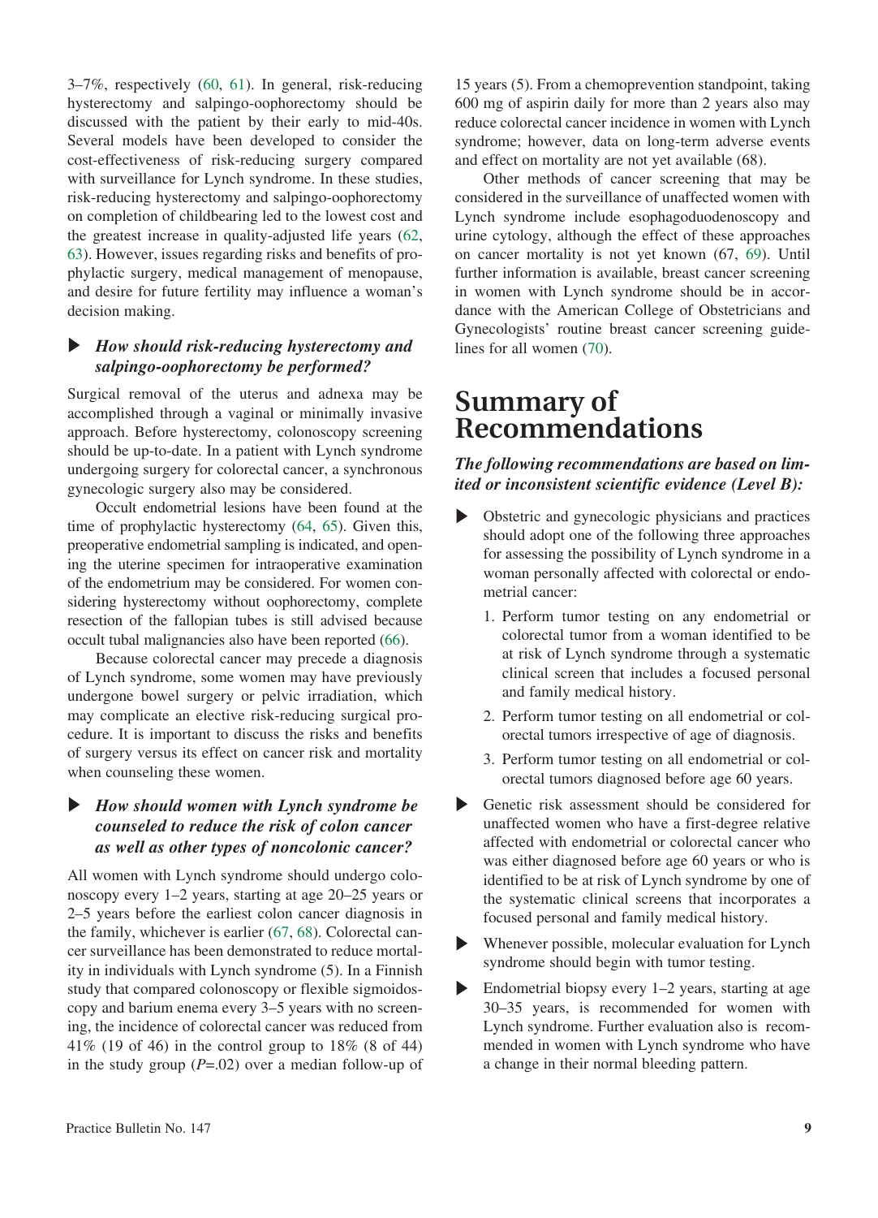3–7%, respectively (60, 61). In general, risk-reducing hysterectomy and salpingo-oophorectomy should be discussed with the patient by their early to mid-40s. Several models have been developed to consider the cost-effectiveness of risk-reducing surgery compared with surveillance for Lynch syndrome. In these studies, risk-reducing hysterectomy and salpingo-oophorectomy on completion of childbearing led to the lowest cost and the greatest increase in quality-adjusted life years (62, 63). However, issues regarding risks and benefits of prophylactic surgery, medical management of menopause, and desire for future fertility may influence a woman's decision making.

### ▶ *How should risk-reducing hysterectomy and salpingo-oophorectomy be performed?*

Surgical removal of the uterus and adnexa may be accomplished through a vaginal or minimally invasive approach. Before hysterectomy, colonoscopy screening should be up-to-date. In a patient with Lynch syndrome undergoing surgery for colorectal cancer, a synchronous gynecologic surgery also may be considered.

Occult endometrial lesions have been found at the time of prophylactic hysterectomy (64, 65). Given this, preoperative endometrial sampling is indicated, and opening the uterine specimen for intraoperative examination of the endometrium may be considered. For women considering hysterectomy without oophorectomy, complete resection of the fallopian tubes is still advised because occult tubal malignancies also have been reported (66).

Because colorectal cancer may precede a diagnosis of Lynch syndrome, some women may have previously undergone bowel surgery or pelvic irradiation, which may complicate an elective risk-reducing surgical procedure. It is important to discuss the risks and benefits of surgery versus its effect on cancer risk and mortality when counseling these women.

### ▶ *How should women with Lynch syndrome be counseled to reduce the risk of colon cancer as well as other types of noncolonic cancer?*

All women with Lynch syndrome should undergo colonoscopy every 1–2 years, starting at age 20–25 years or 2–5 years before the earliest colon cancer diagnosis in the family, whichever is earlier (67, 68). Colorectal cancer surveillance has been demonstrated to reduce mortality in individuals with Lynch syndrome (5). In a Finnish study that compared colonoscopy or flexible sigmoidoscopy and barium enema every 3–5 years with no screening, the incidence of colorectal cancer was reduced from 41% (19 of 46) in the control group to 18% (8 of 44) in the study group ($P$=.02) over a median follow-up of 15 years (5). From a chemoprevention standpoint, taking 600 mg of aspirin daily for more than 2 years also may reduce colorectal cancer incidence in women with Lynch syndrome; however, data on long-term adverse events and effect on mortality are not yet available (68).

Other methods of cancer screening that may be considered in the surveillance of unaffected women with Lynch syndrome include esophagoduodenoscopy and urine cytology, although the effect of these approaches on cancer mortality is not yet known (67, 69). Until further information is available, breast cancer screening in women with Lynch syndrome should be in accordance with the American College of Obstetricians and Gynecologists' routine breast cancer screening guidelines for all women (70).

# Summary of Recommendations

***The following recommendations are based on limited or inconsistent scientific evidence (Level B):***

- ▶ Obstetric and gynecologic physicians and practices should adopt one of the following three approaches for assessing the possibility of Lynch syndrome in a woman personally affected with colorectal or endometrial cancer:
  1. Perform tumor testing on any endometrial or colorectal tumor from a woman identified to be at risk of Lynch syndrome through a systematic clinical screen that includes a focused personal and family medical history.
  2. Perform tumor testing on all endometrial or colorectal tumors irrespective of age of diagnosis.
  3. Perform tumor testing on all endometrial or colorectal tumors diagnosed before age 60 years.
- ▶ Genetic risk assessment should be considered for unaffected women who have a first-degree relative affected with endometrial or colorectal cancer who was either diagnosed before age 60 years or who is identified to be at risk of Lynch syndrome by one of the systematic clinical screens that incorporates a focused personal and family medical history.
- ▶ Whenever possible, molecular evaluation for Lynch syndrome should begin with tumor testing.
- ▶ Endometrial biopsy every 1–2 years, starting at age 30–35 years, is recommended for women with Lynch syndrome. Further evaluation also is recommended in women with Lynch syndrome who have a change in their normal bleeding pattern.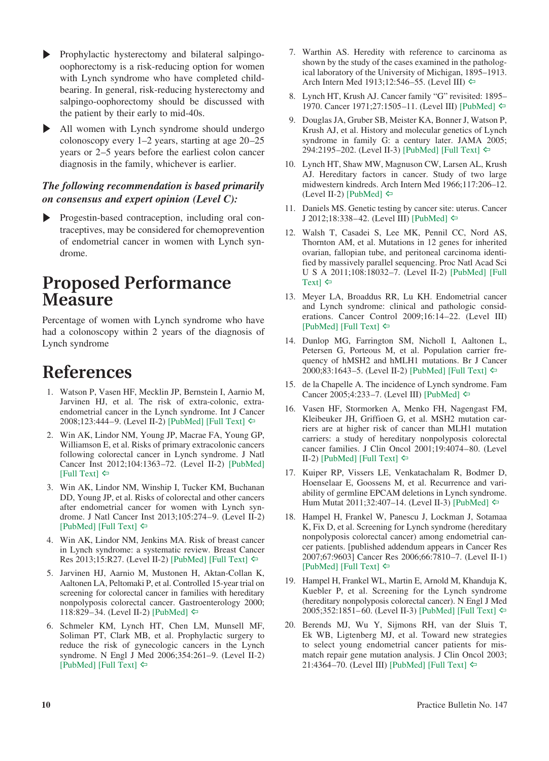- Prophylactic hysterectomy and bilateral salpingo-oophorectomy is a risk-reducing option for women with Lynch syndrome who have completed childbearing. In general, risk-reducing hysterectomy and salpingo-oophorectomy should be discussed with the patient by their early to mid-40s.
- All women with Lynch syndrome should undergo colonoscopy every 1–2 years, starting at age 20–25 years or 2–5 years before the earliest colon cancer diagnosis in the family, whichever is earlier.

***The following recommendation is based primarily on consensus and expert opinion (Level C):***

- Progestin-based contraception, including oral contraceptives, may be considered for chemoprevention of endometrial cancer in women with Lynch syndrome.

# Proposed Performance Measure

Percentage of women with Lynch syndrome who have had a colonoscopy within 2 years of the diagnosis of Lynch syndrome

# References

1. Watson P, Vasen HF, Mecklin JP, Bernstein I, Aarnio M, Jarvinen HJ, et al. The risk of extra-colonic, extra-endometrial cancer in the Lynch syndrome. Int J Cancer 2008;123:444–9. (Level II-2) [PubMed] [Full Text] ⇦
2. Win AK, Lindor NM, Young JP, Macrae FA, Young GP, Williamson E, et al. Risks of primary extracolonic cancers following colorectal cancer in Lynch syndrome. J Natl Cancer Inst 2012;104:1363–72. (Level II-2) [PubMed] [Full Text] ⇦
3. Win AK, Lindor NM, Winship I, Tucker KM, Buchanan DD, Young JP, et al. Risks of colorectal and other cancers after endometrial cancer for women with Lynch syndrome. J Natl Cancer Inst 2013;105:274–9. (Level II-2) [PubMed] [Full Text] ⇦
4. Win AK, Lindor NM, Jenkins MA. Risk of breast cancer in Lynch syndrome: a systematic review. Breast Cancer Res 2013;15:R27. (Level II-2) [PubMed] [Full Text] ⇦
5. Jarvinen HJ, Aarnio M, Mustonen H, Aktan-Collan K, Aaltonen LA, Peltomaki P, et al. Controlled 15-year trial on screening for colorectal cancer in families with hereditary nonpolyposis colorectal cancer. Gastroenterology 2000; 118:829–34. (Level II-2) [PubMed] ⇦
6. Schmeler KM, Lynch HT, Chen LM, Munsell MF, Soliman PT, Clark MB, et al. Prophylactic surgery to reduce the risk of gynecologic cancers in the Lynch syndrome. N Engl J Med 2006;354:261–9. (Level II-2) [PubMed] [Full Text] ⇦
7. Warthin AS. Heredity with reference to carcinoma as shown by the study of the cases examined in the pathological laboratory of the University of Michigan, 1895–1913. Arch Intern Med 1913;12:546–55. (Level III) ⇦
8. Lynch HT, Krush AJ. Cancer family "G" revisited: 1895–1970. Cancer 1971;27:1505–11. (Level III) [PubMed] ⇦
9. Douglas JA, Gruber SB, Meister KA, Bonner J, Watson P, Krush AJ, et al. History and molecular genetics of Lynch syndrome in family G: a century later. JAMA 2005; 294:2195–202. (Level II-3) [PubMed] [Full Text] ⇦
10. Lynch HT, Shaw MW, Magnuson CW, Larsen AL, Krush AJ. Hereditary factors in cancer. Study of two large midwestern kindreds. Arch Intern Med 1966;117:206–12. (Level II-2) [PubMed] ⇦
11. Daniels MS. Genetic testing by cancer site: uterus. Cancer J 2012;18:338–42. (Level III) [PubMed] ⇦
12. Walsh T, Casadei S, Lee MK, Pennil CC, Nord AS, Thornton AM, et al. Mutations in 12 genes for inherited ovarian, fallopian tube, and peritoneal carcinoma identified by massively parallel sequencing. Proc Natl Acad Sci U S A 2011;108:18032–7. (Level II-2) [PubMed] [Full Text] ⇦
13. Meyer LA, Broaddus RR, Lu KH. Endometrial cancer and Lynch syndrome: clinical and pathologic considerations. Cancer Control 2009;16:14–22. (Level III) [PubMed] [Full Text] ⇦
14. Dunlop MG, Farrington SM, Nicholl I, Aaltonen L, Petersen G, Porteous M, et al. Population carrier frequency of hMSH2 and hMLH1 mutations. Br J Cancer 2000;83:1643–5. (Level II-2) [PubMed] [Full Text] ⇦
15. de la Chapelle A. The incidence of Lynch syndrome. Fam Cancer 2005;4:233–7. (Level III) [PubMed] ⇦
16. Vasen HF, Stormorken A, Menko FH, Nagengast FM, Kleibeuker JH, Griffioen G, et al. MSH2 mutation carriers are at higher risk of cancer than MLH1 mutation carriers: a study of hereditary nonpolyposis colorectal cancer families. J Clin Oncol 2001;19:4074–80. (Level II-2) [PubMed] [Full Text] ⇦
17. Kuiper RP, Vissers LE, Venkatachalam R, Bodmer D, Hoenselaar E, Goossens M, et al. Recurrence and variability of germline EPCAM deletions in Lynch syndrome. Hum Mutat 2011;32:407–14. (Level II-3) [PubMed] ⇦
18. Hampel H, Frankel W, Panescu J, Lockman J, Sotamaa K, Fix D, et al. Screening for Lynch syndrome (hereditary nonpolyposis colorectal cancer) among endometrial cancer patients. [published addendum appears in Cancer Res 2007;67:9603] Cancer Res 2006;66:7810–7. (Level II-1) [PubMed] [Full Text] ⇦
19. Hampel H, Frankel WL, Martin E, Arnold M, Khanduja K, Kuebler P, et al. Screening for the Lynch syndrome (hereditary nonpolyposis colorectal cancer). N Engl J Med 2005;352:1851–60. (Level II-3) [PubMed] [Full Text] ⇦
20. Berends MJ, Wu Y, Sijmons RH, van der Sluis T, Ek WB, Ligtenberg MJ, et al. Toward new strategies to select young endometrial cancer patients for mismatch repair gene mutation analysis. J Clin Oncol 2003; 21:4364–70. (Level III) [PubMed] [Full Text] ⇦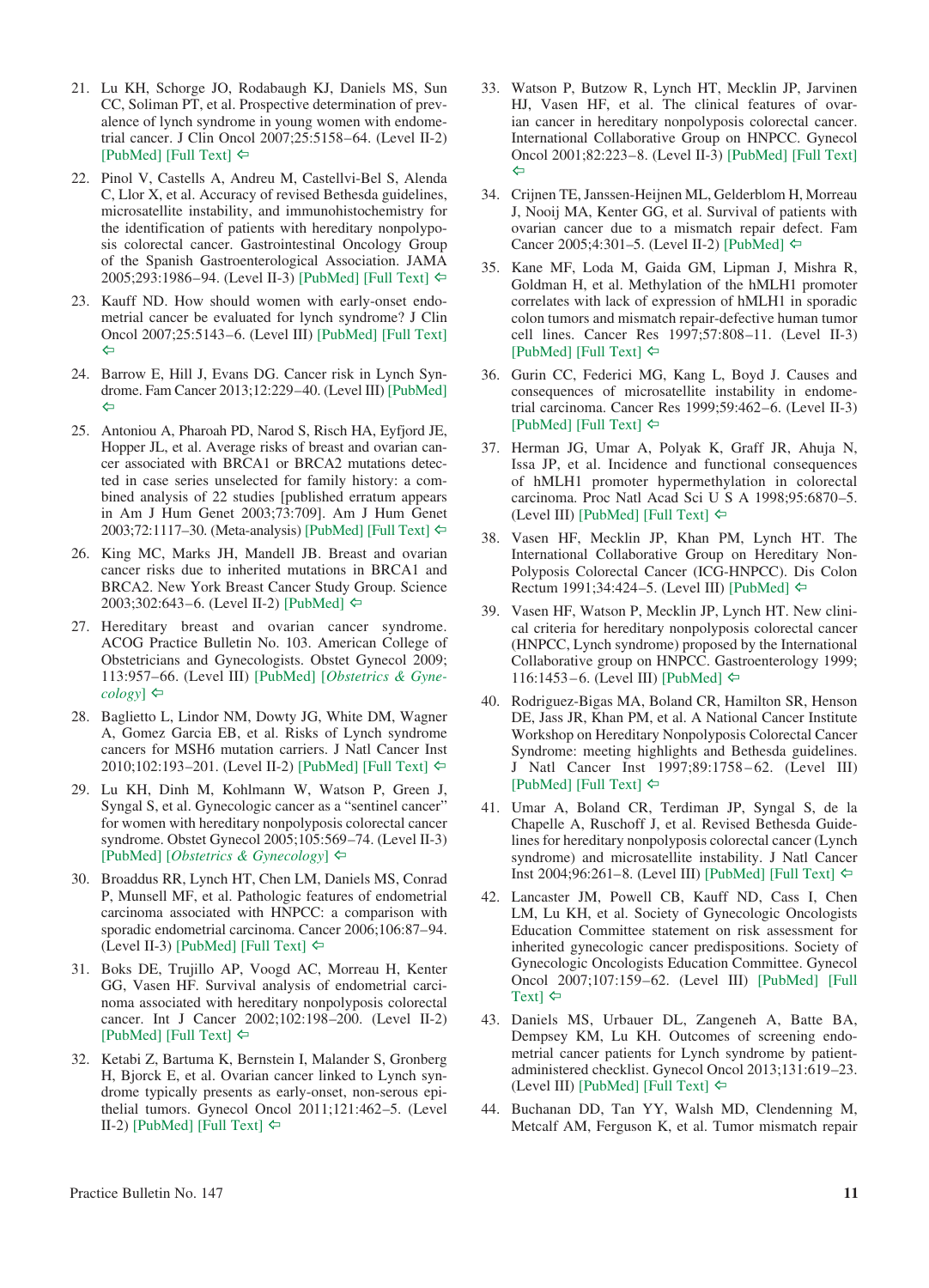21. Lu KH, Schorge JO, Rodabaugh KJ, Daniels MS, Sun CC, Soliman PT, et al. Prospective determination of prevalence of lynch syndrome in young women with endometrial cancer. J Clin Oncol 2007;25:5158–64. (Level II-2) [PubMed] [Full Text] ⇦

22. Pinol V, Castells A, Andreu M, Castellvi-Bel S, Alenda C, Llor X, et al. Accuracy of revised Bethesda guidelines, microsatellite instability, and immunohistochemistry for the identification of patients with hereditary nonpolyposis colorectal cancer. Gastrointestinal Oncology Group of the Spanish Gastroenterological Association. JAMA 2005;293:1986–94. (Level II-3) [PubMed] [Full Text] ⇦

23. Kauff ND. How should women with early-onset endometrial cancer be evaluated for lynch syndrome? J Clin Oncol 2007;25:5143–6. (Level III) [PubMed] [Full Text] ⇦

24. Barrow E, Hill J, Evans DG. Cancer risk in Lynch Syndrome. Fam Cancer 2013;12:229–40. (Level III) [PubMed] ⇦

25. Antoniou A, Pharoah PD, Narod S, Risch HA, Eyfjord JE, Hopper JL, et al. Average risks of breast and ovarian cancer associated with BRCA1 or BRCA2 mutations detected in case series unselected for family history: a combined analysis of 22 studies [published erratum appears in Am J Hum Genet 2003;73:709]. Am J Hum Genet 2003;72:1117–30. (Meta-analysis) [PubMed] [Full Text] ⇦

26. King MC, Marks JH, Mandell JB. Breast and ovarian cancer risks due to inherited mutations in BRCA1 and BRCA2. New York Breast Cancer Study Group. Science 2003;302:643–6. (Level II-2) [PubMed] ⇦

27. Hereditary breast and ovarian cancer syndrome. ACOG Practice Bulletin No. 103. American College of Obstetricians and Gynecologists. Obstet Gynecol 2009;113:957–66. (Level III) [PubMed] [*Obstetrics & Gynecology*] ⇦

28. Baglietto L, Lindor NM, Dowty JG, White DM, Wagner A, Gomez Garcia EB, et al. Risks of Lynch syndrome cancers for MSH6 mutation carriers. J Natl Cancer Inst 2010;102:193–201. (Level II-2) [PubMed] [Full Text] ⇦

29. Lu KH, Dinh M, Kohlmann W, Watson P, Green J, Syngal S, et al. Gynecologic cancer as a "sentinel cancer" for women with hereditary nonpolyposis colorectal cancer syndrome. Obstet Gynecol 2005;105:569–74. (Level II-3) [PubMed] [*Obstetrics & Gynecology*] ⇦

30. Broaddus RR, Lynch HT, Chen LM, Daniels MS, Conrad P, Munsell MF, et al. Pathologic features of endometrial carcinoma associated with HNPCC: a comparison with sporadic endometrial carcinoma. Cancer 2006;106:87–94. (Level II-3) [PubMed] [Full Text] ⇦

31. Boks DE, Trujillo AP, Voogd AC, Morreau H, Kenter GG, Vasen HF. Survival analysis of endometrial carcinoma associated with hereditary nonpolyposis colorectal cancer. Int J Cancer 2002;102:198–200. (Level II-2) [PubMed] [Full Text] ⇦

32. Ketabi Z, Bartuma K, Bernstein I, Malander S, Gronberg H, Bjorck E, et al. Ovarian cancer linked to Lynch syndrome typically presents as early-onset, non-serous epithelial tumors. Gynecol Oncol 2011;121:462–5. (Level II-2) [PubMed] [Full Text] ⇦

33. Watson P, Butzow R, Lynch HT, Mecklin JP, Jarvinen HJ, Vasen HF, et al. The clinical features of ovarian cancer in hereditary nonpolyposis colorectal cancer. International Collaborative Group on HNPCC. Gynecol Oncol 2001;82:223–8. (Level II-3) [PubMed] [Full Text] ⇦

34. Crijnen TE, Janssen-Heijnen ML, Gelderblom H, Morreau J, Nooij MA, Kenter GG, et al. Survival of patients with ovarian cancer due to a mismatch repair defect. Fam Cancer 2005;4:301–5. (Level II-2) [PubMed] ⇦

35. Kane MF, Loda M, Gaida GM, Lipman J, Mishra R, Goldman H, et al. Methylation of the hMLH1 promoter correlates with lack of expression of hMLH1 in sporadic colon tumors and mismatch repair-defective human tumor cell lines. Cancer Res 1997;57:808–11. (Level II-3) [PubMed] [Full Text] ⇦

36. Gurin CC, Federici MG, Kang L, Boyd J. Causes and consequences of microsatellite instability in endometrial carcinoma. Cancer Res 1999;59:462–6. (Level II-3) [PubMed] [Full Text] ⇦

37. Herman JG, Umar A, Polyak K, Graff JR, Ahuja N, Issa JP, et al. Incidence and functional consequences of hMLH1 promoter hypermethylation in colorectal carcinoma. Proc Natl Acad Sci U S A 1998;95:6870–5. (Level III) [PubMed] [Full Text] ⇦

38. Vasen HF, Mecklin JP, Khan PM, Lynch HT. The International Collaborative Group on Hereditary Non-Polyposis Colorectal Cancer (ICG-HNPCC). Dis Colon Rectum 1991;34:424–5. (Level III) [PubMed] ⇦

39. Vasen HF, Watson P, Mecklin JP, Lynch HT. New clinical criteria for hereditary nonpolyposis colorectal cancer (HNPCC, Lynch syndrome) proposed by the International Collaborative group on HNPCC. Gastroenterology 1999;116:1453–6. (Level III) [PubMed] ⇦

40. Rodriguez-Bigas MA, Boland CR, Hamilton SR, Henson DE, Jass JR, Khan PM, et al. A National Cancer Institute Workshop on Hereditary Nonpolyposis Colorectal Cancer Syndrome: meeting highlights and Bethesda guidelines. J Natl Cancer Inst 1997;89:1758–62. (Level III) [PubMed] [Full Text] ⇦

41. Umar A, Boland CR, Terdiman JP, Syngal S, de la Chapelle A, Ruschoff J, et al. Revised Bethesda Guidelines for hereditary nonpolyposis colorectal cancer (Lynch syndrome) and microsatellite instability. J Natl Cancer Inst 2004;96:261–8. (Level III) [PubMed] [Full Text] ⇦

42. Lancaster JM, Powell CB, Kauff ND, Cass I, Chen LM, Lu KH, et al. Society of Gynecologic Oncologists Education Committee statement on risk assessment for inherited gynecologic cancer predispositions. Society of Gynecologic Oncologists Education Committee. Gynecol Oncol 2007;107:159–62. (Level III) [PubMed] [Full Text] ⇦

43. Daniels MS, Urbauer DL, Zangeneh A, Batte BA, Dempsey KM, Lu KH. Outcomes of screening endometrial cancer patients for Lynch syndrome by patient-administered checklist. Gynecol Oncol 2013;131:619–23. (Level III) [PubMed] [Full Text] ⇦

44. Buchanan DD, Tan YY, Walsh MD, Clendenning M, Metcalf AM, Ferguson K, et al. Tumor mismatch repair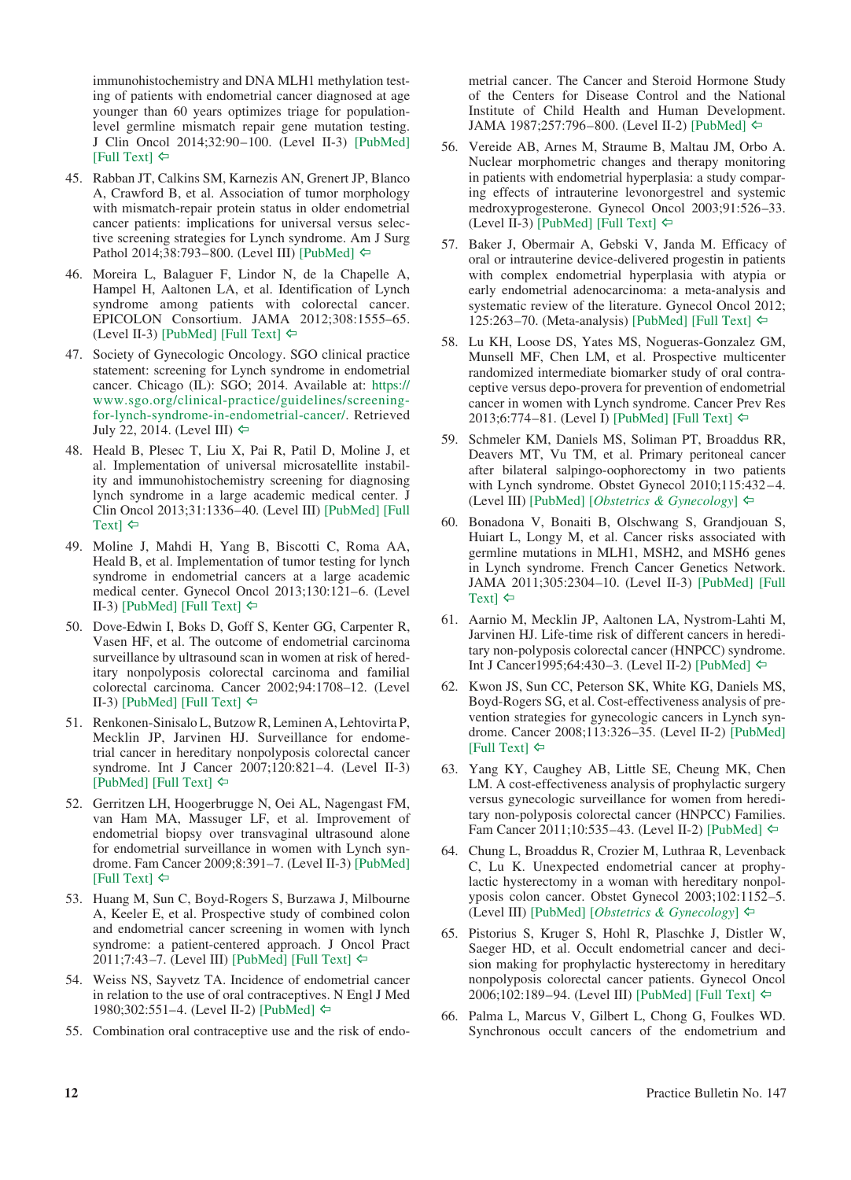immunohistochemistry and DNA MLH1 methylation testing of patients with endometrial cancer diagnosed at age younger than 60 years optimizes triage for population-level germline mismatch repair gene mutation testing. J Clin Oncol 2014;32:90–100. (Level II-3) [PubMed] [Full Text] ⇦

45. Rabban JT, Calkins SM, Karnezis AN, Grenert JP, Blanco A, Crawford B, et al. Association of tumor morphology with mismatch-repair protein status in older endometrial cancer patients: implications for universal versus selective screening strategies for Lynch syndrome. Am J Surg Pathol 2014;38:793–800. (Level III) [PubMed] ⇦

46. Moreira L, Balaguer F, Lindor N, de la Chapelle A, Hampel H, Aaltonen LA, et al. Identification of Lynch syndrome among patients with colorectal cancer. EPICOLON Consortium. JAMA 2012;308:1555–65. (Level II-3) [PubMed] [Full Text] ⇦

47. Society of Gynecologic Oncology. SGO clinical practice statement: screening for Lynch syndrome in endometrial cancer. Chicago (IL): SGO; 2014. Available at: https://www.sgo.org/clinical-practice/guidelines/screening-for-lynch-syndrome-in-endometrial-cancer/. Retrieved July 22, 2014. (Level III) ⇦

48. Heald B, Plesec T, Liu X, Pai R, Patil D, Moline J, et al. Implementation of universal microsatellite instability and immunohistochemistry screening for diagnosing lynch syndrome in a large academic medical center. J Clin Oncol 2013;31:1336–40. (Level III) [PubMed] [Full Text] ⇦

49. Moline J, Mahdi H, Yang B, Biscotti C, Roma AA, Heald B, et al. Implementation of tumor testing for lynch syndrome in endometrial cancers at a large academic medical center. Gynecol Oncol 2013;130:121–6. (Level II-3) [PubMed] [Full Text] ⇦

50. Dove-Edwin I, Boks D, Goff S, Kenter GG, Carpenter R, Vasen HF, et al. The outcome of endometrial carcinoma surveillance by ultrasound scan in women at risk of hereditary nonpolyposis colorectal carcinoma and familial colorectal carcinoma. Cancer 2002;94:1708–12. (Level II-3) [PubMed] [Full Text] ⇦

51. Renkonen-Sinisalo L, Butzow R, Leminen A, Lehtovirta P, Mecklin JP, Jarvinen HJ. Surveillance for endometrial cancer in hereditary nonpolyposis colorectal cancer syndrome. Int J Cancer 2007;120:821–4. (Level II-3) [PubMed] [Full Text] ⇦

52. Gerritzen LH, Hoogerbrugge N, Oei AL, Nagengast FM, van Ham MA, Massuger LF, et al. Improvement of endometrial biopsy over transvaginal ultrasound alone for endometrial surveillance in women with Lynch syndrome. Fam Cancer 2009;8:391–7. (Level II-3) [PubMed] [Full Text] ⇦

53. Huang M, Sun C, Boyd-Rogers S, Burzawa J, Milbourne A, Keeler E, et al. Prospective study of combined colon and endometrial cancer screening in women with lynch syndrome: a patient-centered approach. J Oncol Pract 2011;7:43–7. (Level III) [PubMed] [Full Text] ⇦

54. Weiss NS, Sayvetz TA. Incidence of endometrial cancer in relation to the use of oral contraceptives. N Engl J Med 1980;302:551–4. (Level II-2) [PubMed] ⇦

55. Combination oral contraceptive use and the risk of endometrial cancer. The Cancer and Steroid Hormone Study of the Centers for Disease Control and the National Institute of Child Health and Human Development. JAMA 1987;257:796–800. (Level II-2) [PubMed] ⇦

56. Vereide AB, Arnes M, Straume B, Maltau JM, Orbo A. Nuclear morphometric changes and therapy monitoring in patients with endometrial hyperplasia: a study comparing effects of intrauterine levonorgestrel and systemic medroxyprogesterone. Gynecol Oncol 2003;91:526–33. (Level II-3) [PubMed] [Full Text] ⇦

57. Baker J, Obermair A, Gebski V, Janda M. Efficacy of oral or intrauterine device-delivered progestin in patients with complex endometrial hyperplasia with atypia or early endometrial adenocarcinoma: a meta-analysis and systematic review of the literature. Gynecol Oncol 2012; 125:263–70. (Meta-analysis) [PubMed] [Full Text] ⇦

58. Lu KH, Loose DS, Yates MS, Nogueras-Gonzalez GM, Munsell MF, Chen LM, et al. Prospective multicenter randomized intermediate biomarker study of oral contraceptive versus depo-provera for prevention of endometrial cancer in women with Lynch syndrome. Cancer Prev Res 2013;6:774–81. (Level I) [PubMed] [Full Text] ⇦

59. Schmeler KM, Daniels MS, Soliman PT, Broaddus RR, Deavers MT, Vu TM, et al. Primary peritoneal cancer after bilateral salpingo-oophorectomy in two patients with Lynch syndrome. Obstet Gynecol 2010;115:432–4. (Level III) [PubMed] [*Obstetrics & Gynecology*] ⇦

60. Bonadona V, Bonaiti B, Olschwang S, Grandjouan S, Huiart L, Longy M, et al. Cancer risks associated with germline mutations in MLH1, MSH2, and MSH6 genes in Lynch syndrome. French Cancer Genetics Network. JAMA 2011;305:2304–10. (Level II-3) [PubMed] [Full Text] ⇦

61. Aarnio M, Mecklin JP, Aaltonen LA, Nystrom-Lahti M, Jarvinen HJ. Life-time risk of different cancers in hereditary non-polyposis colorectal cancer (HNPCC) syndrome. Int J Cancer1995;64:430–3. (Level II-2) [PubMed] ⇦

62. Kwon JS, Sun CC, Peterson SK, White KG, Daniels MS, Boyd-Rogers SG, et al. Cost-effectiveness analysis of prevention strategies for gynecologic cancers in Lynch syndrome. Cancer 2008;113:326–35. (Level II-2) [PubMed] [Full Text] ⇦

63. Yang KY, Caughey AB, Little SE, Cheung MK, Chen LM. A cost-effectiveness analysis of prophylactic surgery versus gynecologic surveillance for women from hereditary non-polyposis colorectal cancer (HNPCC) Families. Fam Cancer 2011;10:535–43. (Level II-2) [PubMed] ⇦

64. Chung L, Broaddus R, Crozier M, Luthraa R, Levenback C, Lu K. Unexpected endometrial cancer at prophylactic hysterectomy in a woman with hereditary nonpolyposis colon cancer. Obstet Gynecol 2003;102:1152–5. (Level III) [PubMed] [*Obstetrics & Gynecology*] ⇦

65. Pistorius S, Kruger S, Hohl R, Plaschke J, Distler W, Saeger HD, et al. Occult endometrial cancer and decision making for prophylactic hysterectomy in hereditary nonpolyposis colorectal cancer patients. Gynecol Oncol 2006;102:189–94. (Level III) [PubMed] [Full Text] ⇦

66. Palma L, Marcus V, Gilbert L, Chong G, Foulkes WD. Synchronous occult cancers of the endometrium and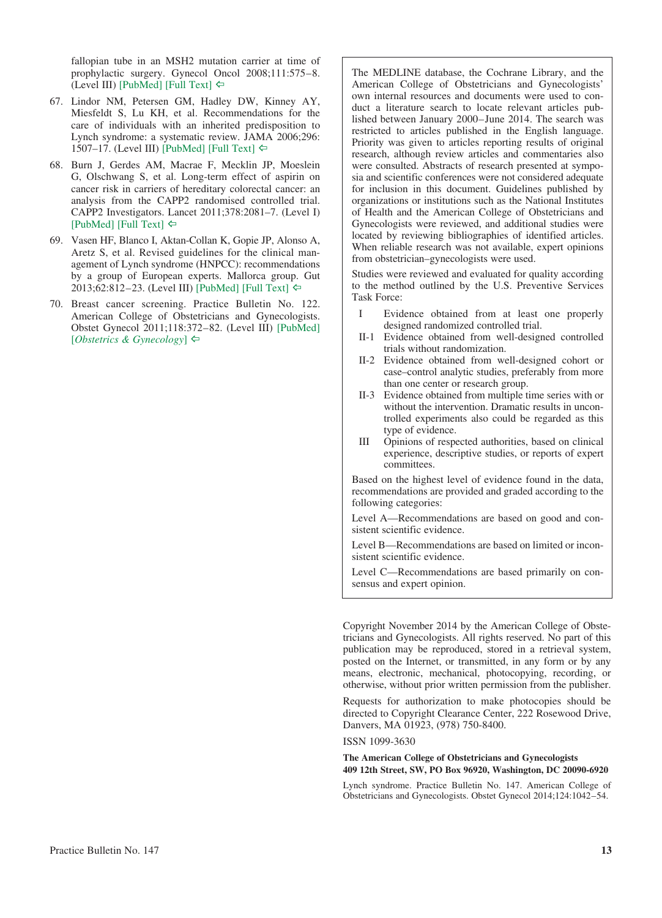fallopian tube in an MSH2 mutation carrier at time of prophylactic surgery. Gynecol Oncol 2008;111:575–8. (Level III) [PubMed] [Full Text] ⇦

67. Lindor NM, Petersen GM, Hadley DW, Kinney AY, Miesfeldt S, Lu KH, et al. Recommendations for the care of individuals with an inherited predisposition to Lynch syndrome: a systematic review. JAMA 2006;296: 1507–17. (Level III) [PubMed] [Full Text] ⇦

68. Burn J, Gerdes AM, Macrae F, Mecklin JP, Moeslein G, Olschwang S, et al. Long-term effect of aspirin on cancer risk in carriers of hereditary colorectal cancer: an analysis from the CAPP2 randomised controlled trial. CAPP2 Investigators. Lancet 2011;378:2081–7. (Level I) [PubMed] [Full Text] ⇦

69. Vasen HF, Blanco I, Aktan-Collan K, Gopie JP, Alonso A, Aretz S, et al. Revised guidelines for the clinical management of Lynch syndrome (HNPCC): recommendations by a group of European experts. Mallorca group. Gut 2013;62:812–23. (Level III) [PubMed] [Full Text] ⇦

70. Breast cancer screening. Practice Bulletin No. 122. American College of Obstetricians and Gynecologists. Obstet Gynecol 2011;118:372–82. (Level III) [PubMed] [*Obstetrics & Gynecology*] ⇦

The MEDLINE database, the Cochrane Library, and the American College of Obstetricians and Gynecologists' own internal resources and documents were used to conduct a literature search to locate relevant articles published between January 2000–June 2014. The search was restricted to articles published in the English language. Priority was given to articles reporting results of original research, although review articles and commentaries also were consulted. Abstracts of research presented at symposia and scientific conferences were not considered adequate for inclusion in this document. Guidelines published by organizations or institutions such as the National Institutes of Health and the American College of Obstetricians and Gynecologists were reviewed, and additional studies were located by reviewing bibliographies of identified articles. When reliable research was not available, expert opinions from obstetrician–gynecologists were used.

Studies were reviewed and evaluated for quality according to the method outlined by the U.S. Preventive Services Task Force:

- I Evidence obtained from at least one properly designed randomized controlled trial.
- II-1 Evidence obtained from well-designed controlled trials without randomization.
- II-2 Evidence obtained from well-designed cohort or case–control analytic studies, preferably from more than one center or research group.
- II-3 Evidence obtained from multiple time series with or without the intervention. Dramatic results in uncontrolled experiments also could be regarded as this type of evidence.
- III Opinions of respected authorities, based on clinical experience, descriptive studies, or reports of expert committees.

Based on the highest level of evidence found in the data, recommendations are provided and graded according to the following categories:

Level A—Recommendations are based on good and consistent scientific evidence.

Level B—Recommendations are based on limited or inconsistent scientific evidence.

Level C—Recommendations are based primarily on consensus and expert opinion.

Copyright November 2014 by the American College of Obstetricians and Gynecologists. All rights reserved. No part of this publication may be reproduced, stored in a retrieval system, posted on the Internet, or transmitted, in any form or by any means, electronic, mechanical, photocopying, recording, or otherwise, without prior written permission from the publisher.

Requests for authorization to make photocopies should be directed to Copyright Clearance Center, 222 Rosewood Drive, Danvers, MA 01923, (978) 750-8400.

ISSN 1099-3630

**The American College of Obstetricians and Gynecologists**
**409 12th Street, SW, PO Box 96920, Washington, DC 20090-6920**

Lynch syndrome. Practice Bulletin No. 147. American College of Obstetricians and Gynecologists. Obstet Gynecol 2014;124:1042–54.